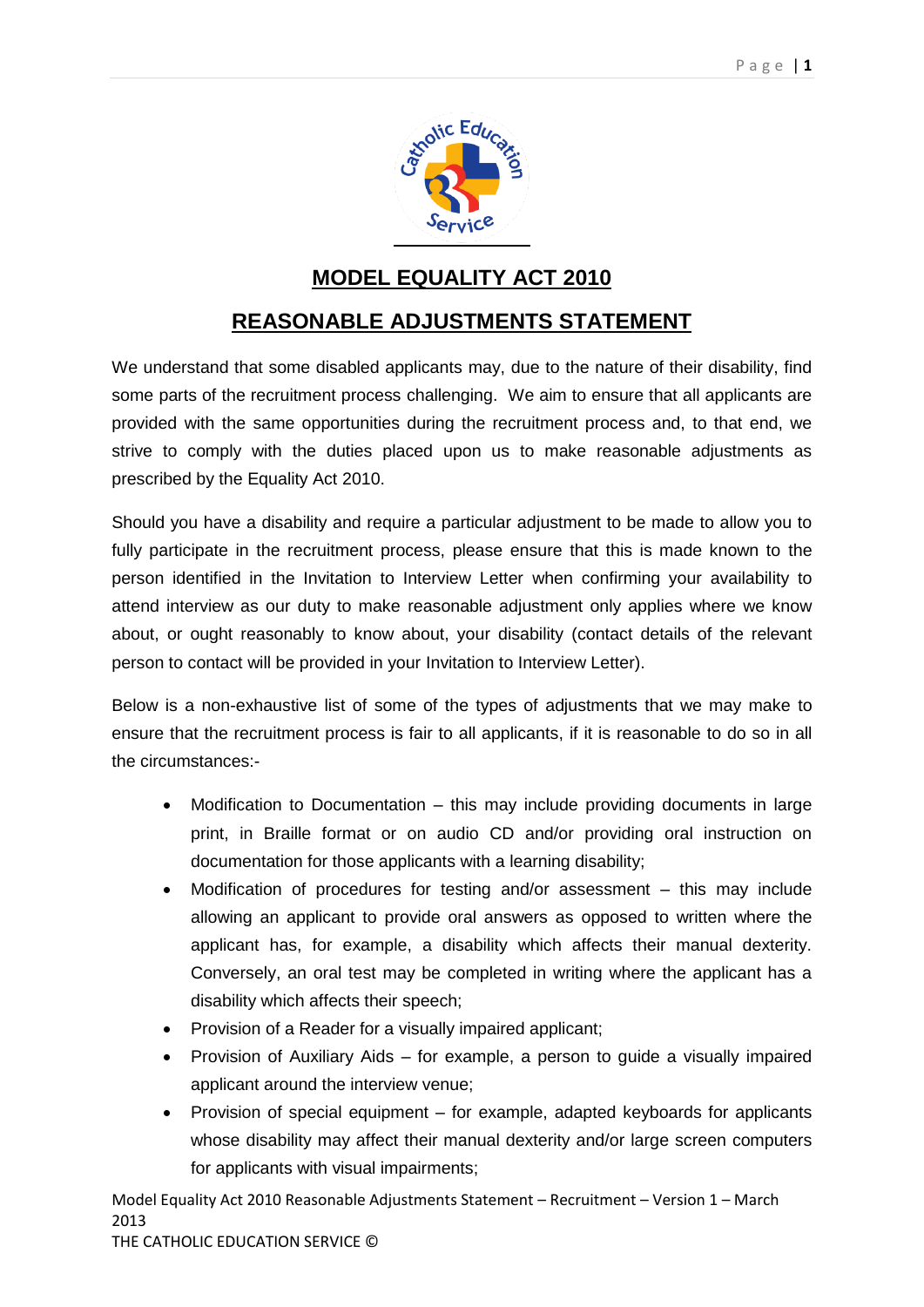# MODEL EQUALITY ACT 2010

# REASONABLE ADJUSTMENTS STATEMENT

We understand that some disabled applicants may, due to the nature of their disability, find some parts of the recruitment process challenging. We aim to ensure that all applicants are provided with the same opportunities during the recruitment process and, to that end, we strive to comply with the duties placed upon us to make reasonable adjustments as prescribed by the Equality Act 2010.

Should you have a disability and require a particular adjustment to be made to allow you to fully participate in the recruitment process, please ensure that this is made known to the person identified in the Invitation to Interview Letter when confirming your availability to attend interview as our duty to make reasonable adjustment only applies where we know about, or ought reasonably to know about, your disability (contact details of the relevant person to contact will be provided in your Invitation to Interview Letter).

Below is a non-exhaustive list of some of the types of adjustments that we may make to ensure that the recruitment process is fair to all applicants, if it is reasonable to do so in all the circumstances:-

- Modification to Documentation – this may include providing documents in large print, in Braille format or on audio CD and/or providing oral instruction on documentation for those applicants with a learning disability;
- Modification of procedures for testing and/or assessment – this may include allowing an applicant to provide oral answers as opposed to written where the applicant has, for example, a disability which affects their manual dexterity. Conversely, an oral test may be completed in writing where the applicant has a disability which affects their speech;
- Provision of a Reader for a visually impaired applicant;
- Provision of Auxiliary Aids – for example, a person to guide a visually impaired applicant around the interview venue;
- Provision of special equipment – for example, adapted keyboards for applicants whose disability may affect their manual dexterity and/or large screen computers for applicants with visual impairments;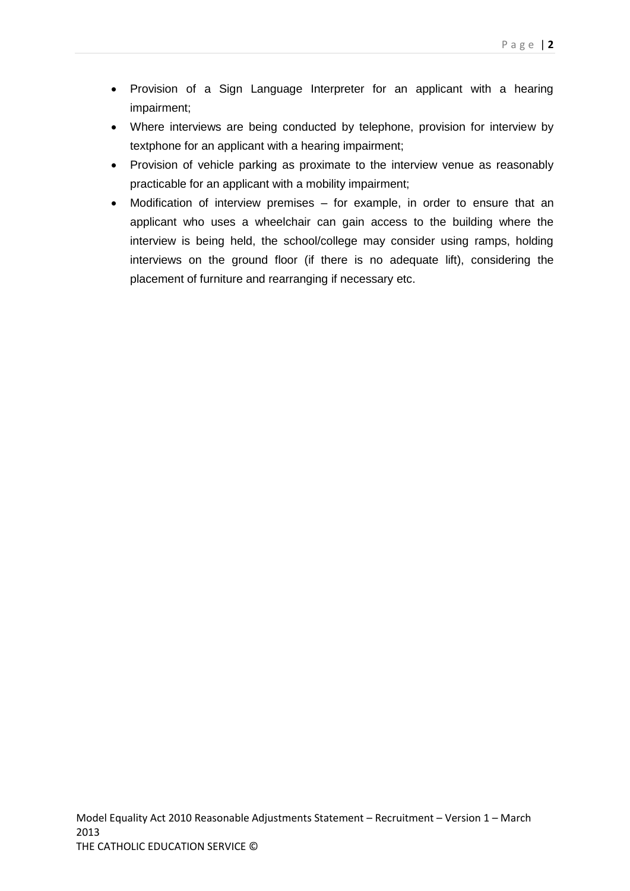- Provision of a Sign Language Interpreter for an applicant with a hearing impairment;
- Where interviews are being conducted by telephone, provision for interview by textphone for an applicant with a hearing impairment;
- Provision of vehicle parking as proximate to the interview venue as reasonably practicable for an applicant with a mobility impairment;
- Modification of interview premises – for example, in order to ensure that an applicant who uses a wheelchair can gain access to the building where the interview is being held, the school/college may consider using ramps, holding interviews on the ground floor (if there is no adequate lift), considering the placement of furniture and rearranging if necessary etc.